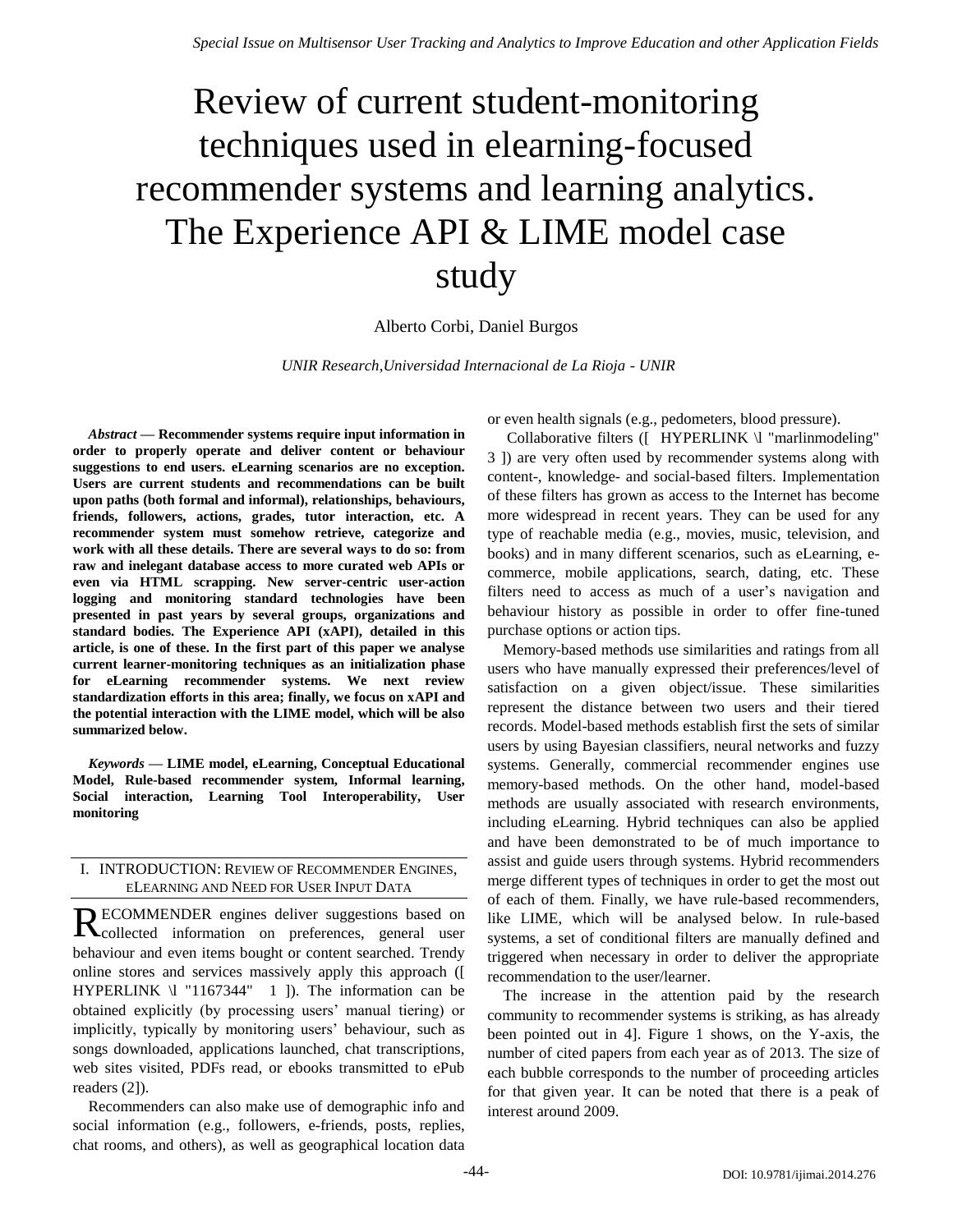# Review of current student-monitoring techniques used in elearning-focused recommender systems and learning analytics. The Experience API & LIME model case study

Alberto Corbi, Daniel Burgos

*UNIR Research,Universidad Internacional de La Rioja - UNIR*

***Abstract*** **— Recommender systems require input information in order to properly operate and deliver content or behaviour suggestions to end users. eLearning scenarios are no exception. Users are current students and recommendations can be built upon paths (both formal and informal), relationships, behaviours, friends, followers, actions, grades, tutor interaction, etc. A recommender system must somehow retrieve, categorize and work with all these details. There are several ways to do so: from raw and inelegant database access to more curated web APIs or even via HTML scrapping. New server-centric user-action logging and monitoring standard technologies have been presented in past years by several groups, organizations and standard bodies. The Experience API (xAPI), detailed in this article, is one of these. In the first part of this paper we analyse current learner-monitoring techniques as an initialization phase for eLearning recommender systems. We next review standardization efforts in this area; finally, we focus on xAPI and the potential interaction with the LIME model, which will be also summarized below.**

***Keywords*** **— LIME model, eLearning, Conceptual Educational Model, Rule-based recommender system, Informal learning, Social interaction, Learning Tool Interoperability, User monitoring**

## I. Introduction: Review of Recommender Engines, eLearning and Need for User Input Data

RECOMMENDER engines deliver suggestions based on collected information on preferences, general user behaviour and even items bought or content searched. Trendy online stores and services massively apply this approach ([ HYPERLINK \l "1167344" 1 ]). The information can be obtained explicitly (by processing users' manual tiering) or implicitly, typically by monitoring users' behaviour, such as songs downloaded, applications launched, chat transcriptions, web sites visited, PDFs read, or ebooks transmitted to ePub readers (2]).

Recommenders can also make use of demographic info and social information (e.g., followers, e-friends, posts, replies, chat rooms, and others), as well as geographical location data or even health signals (e.g., pedometers, blood pressure).

Collaborative filters ([ HYPERLINK \l "marlinmodeling" 3 ]) are very often used by recommender systems along with content-, knowledge- and social-based filters. Implementation of these filters has grown as access to the Internet has become more widespread in recent years. They can be used for any type of reachable media (e.g., movies, music, television, and books) and in many different scenarios, such as eLearning, e-commerce, mobile applications, search, dating, etc. These filters need to access as much of a user's navigation and behaviour history as possible in order to offer fine-tuned purchase options or action tips.

Memory-based methods use similarities and ratings from all users who have manually expressed their preferences/level of satisfaction on a given object/issue. These similarities represent the distance between two users and their tiered records. Model-based methods establish first the sets of similar users by using Bayesian classifiers, neural networks and fuzzy systems. Generally, commercial recommender engines use memory-based methods. On the other hand, model-based methods are usually associated with research environments, including eLearning. Hybrid techniques can also be applied and have been demonstrated to be of much importance to assist and guide users through systems. Hybrid recommenders merge different types of techniques in order to get the most out of each of them. Finally, we have rule-based recommenders, like LIME, which will be analysed below. In rule-based systems, a set of conditional filters are manually defined and triggered when necessary in order to deliver the appropriate recommendation to the user/learner.

The increase in the attention paid by the research community to recommender systems is striking, as has already been pointed out in 4]. Figure 1 shows, on the Y-axis, the number of cited papers from each year as of 2013. The size of each bubble corresponds to the number of proceeding articles for that given year. It can be noted that there is a peak of interest around 2009.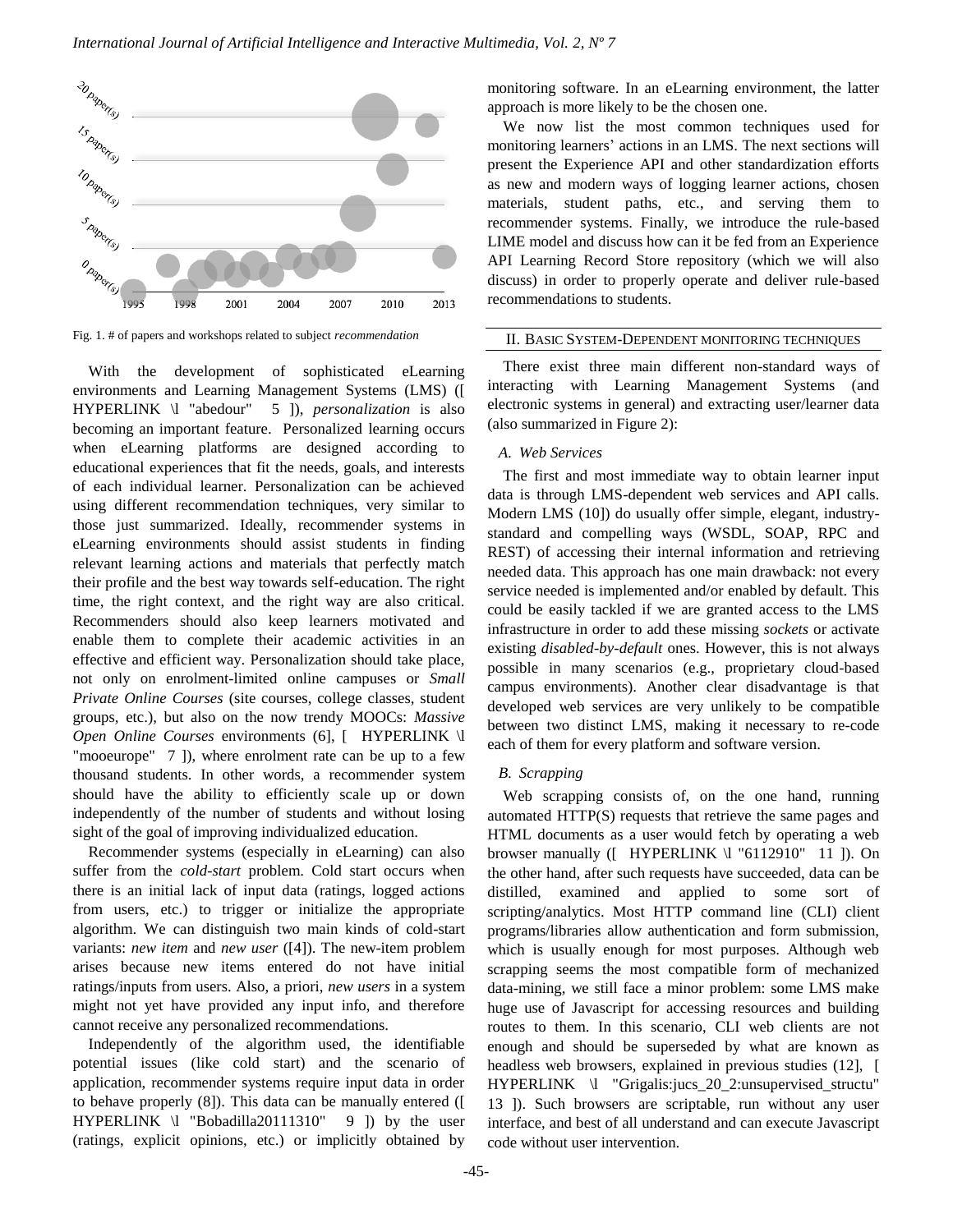Fig. 1. # of papers and workshops related to subject *recommendation*

With the development of sophisticated eLearning environments and Learning Management Systems (LMS) ([ HYPERLINK \l "abedour" 5 ]), *personalization* is also becoming an important feature. Personalized learning occurs when eLearning platforms are designed according to educational experiences that fit the needs, goals, and interests of each individual learner. Personalization can be achieved using different recommendation techniques, very similar to those just summarized. Ideally, recommender systems in eLearning environments should assist students in finding relevant learning actions and materials that perfectly match their profile and the best way towards self-education. The right time, the right context, and the right way are also critical. Recommenders should also keep learners motivated and enable them to complete their academic activities in an effective and efficient way. Personalization should take place, not only on enrolment-limited online campuses or *Small Private Online Courses* (site courses, college classes, student groups, etc.), but also on the now trendy MOOCs: *Massive Open Online Courses* environments (6], [ HYPERLINK \l "mooeurope" 7 ]), where enrolment rate can be up to a few thousand students. In other words, a recommender system should have the ability to efficiently scale up or down independently of the number of students and without losing sight of the goal of improving individualized education.

Recommender systems (especially in eLearning) can also suffer from the *cold-start* problem. Cold start occurs when there is an initial lack of input data (ratings, logged actions from users, etc.) to trigger or initialize the appropriate algorithm. We can distinguish two main kinds of cold-start variants: *new item* and *new user* ([4]). The new-item problem arises because new items entered do not have initial ratings/inputs from users. Also, a priori, *new users* in a system might not yet have provided any input info, and therefore cannot receive any personalized recommendations.

Independently of the algorithm used, the identifiable potential issues (like cold start) and the scenario of application, recommender systems require input data in order to behave properly (8]). This data can be manually entered ([ HYPERLINK \l "Bobadilla20111310" 9 ]) by the user (ratings, explicit opinions, etc.) or implicitly obtained by monitoring software. In an eLearning environment, the latter approach is more likely to be the chosen one.

We now list the most common techniques used for monitoring learners' actions in an LMS. The next sections will present the Experience API and other standardization efforts as new and modern ways of logging learner actions, chosen materials, student paths, etc., and serving them to recommender systems. Finally, we introduce the rule-based LIME model and discuss how can it be fed from an Experience API Learning Record Store repository (which we will also discuss) in order to properly operate and deliver rule-based recommendations to students.

## II. Basic System-Dependent Monitoring Techniques

There exist three main different non-standard ways of interacting with Learning Management Systems (and electronic systems in general) and extracting user/learner data (also summarized in Figure 2):

### *A. Web Services*

The first and most immediate way to obtain learner input data is through LMS-dependent web services and API calls. Modern LMS (10]) do usually offer simple, elegant, industry-standard and compelling ways (WSDL, SOAP, RPC and REST) of accessing their internal information and retrieving needed data. This approach has one main drawback: not every service needed is implemented and/or enabled by default. This could be easily tackled if we are granted access to the LMS infrastructure in order to add these missing *sockets* or activate existing *disabled-by-default* ones. However, this is not always possible in many scenarios (e.g., proprietary cloud-based campus environments). Another clear disadvantage is that developed web services are very unlikely to be compatible between two distinct LMS, making it necessary to re-code each of them for every platform and software version.

### *B. Scrapping*

Web scrapping consists of, on the one hand, running automated HTTP(S) requests that retrieve the same pages and HTML documents as a user would fetch by operating a web browser manually ([ HYPERLINK \l "6112910" 11 ]). On the other hand, after such requests have succeeded, data can be distilled, examined and applied to some sort of scripting/analytics. Most HTTP command line (CLI) client programs/libraries allow authentication and form submission, which is usually enough for most purposes. Although web scrapping seems the most compatible form of mechanized data-mining, we still face a minor problem: some LMS make huge use of Javascript for accessing resources and building routes to them. In this scenario, CLI web clients are not enough and should be superseded by what are known as headless web browsers, explained in previous studies (12], [ HYPERLINK \l "Grigalis:jucs_20_2:unsupervised_structu" 13 ]). Such browsers are scriptable, run without any user interface, and best of all understand and can execute Javascript code without user intervention.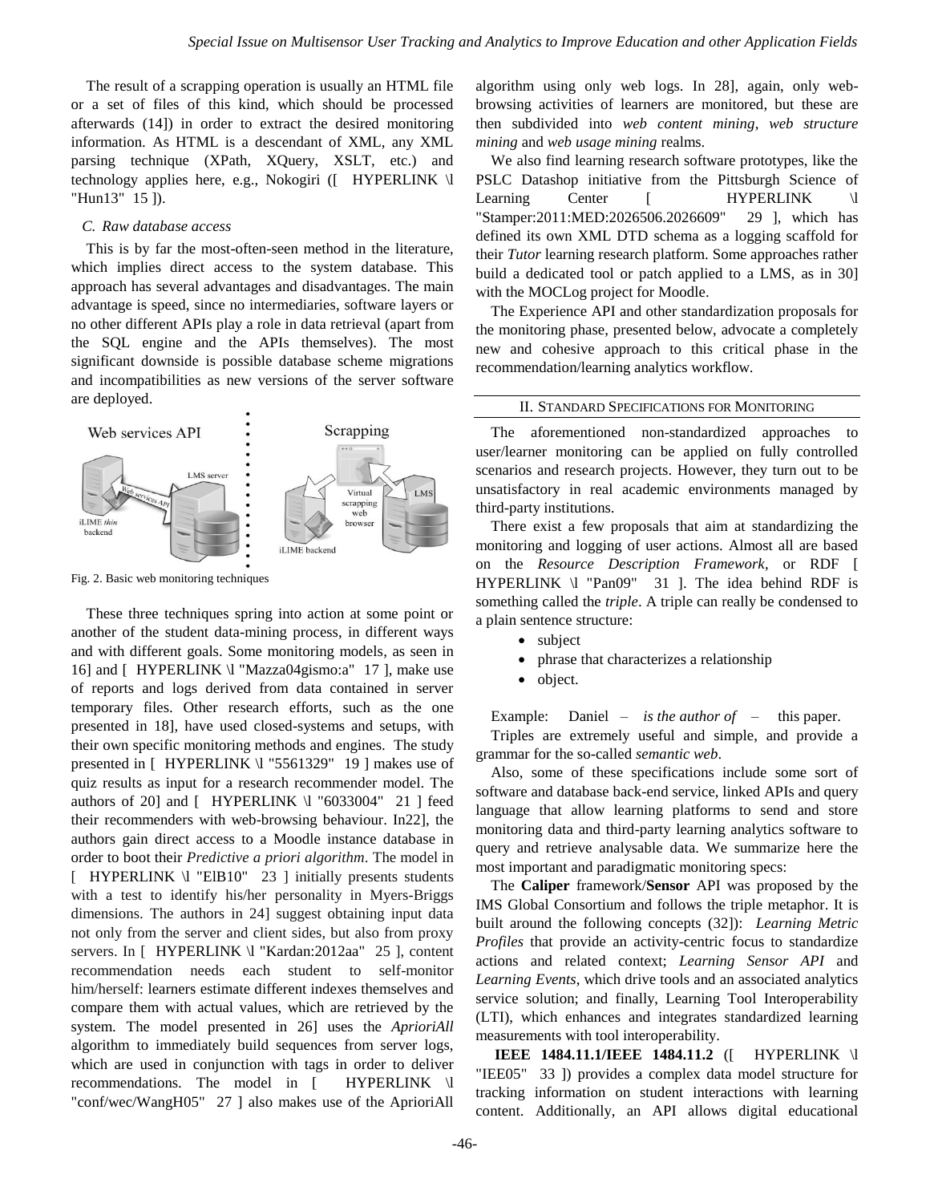The result of a scrapping operation is usually an HTML file or a set of files of this kind, which should be processed afterwards (14]) in order to extract the desired monitoring information. As HTML is a descendant of XML, any XML parsing technique (XPath, XQuery, XSLT, etc.) and technology applies here, e.g., Nokogiri ([ HYPERLINK \l "Hun13" 15 ]).

### C. Raw database access

This is by far the most-often-seen method in the literature, which implies direct access to the system database. This approach has several advantages and disadvantages. The main advantage is speed, since no intermediaries, software layers or no other different APIs play a role in data retrieval (apart from the SQL engine and the APIs themselves). The most significant downside is possible database scheme migrations and incompatibilities as new versions of the server software are deployed.

Web services API

LMS server

Web services API

iLIME *thin* backend

Scrapping

Virtual scrapping web browser

LMS

iLIME backend

Fig. 2. Basic web monitoring techniques

These three techniques spring into action at some point or another of the student data-mining process, in different ways and with different goals. Some monitoring models, as seen in 16] and [ HYPERLINK \l "Mazza04gismo:a" 17 ], make use of reports and logs derived from data contained in server temporary files. Other research efforts, such as the one presented in 18], have used closed-systems and setups, with their own specific monitoring methods and engines. The study presented in [ HYPERLINK \l "5561329" 19 ] makes use of quiz results as input for a research recommender model. The authors of 20] and [ HYPERLINK \l "6033004" 21 ] feed their recommenders with web-browsing behaviour. In22], the authors gain direct access to a Moodle instance database in order to boot their *Predictive a priori algorithm*. The model in [ HYPERLINK \l "ElB10" 23 ] initially presents students with a test to identify his/her personality in Myers-Briggs dimensions. The authors in 24] suggest obtaining input data not only from the server and client sides, but also from proxy servers. In [ HYPERLINK \l "Kardan:2012aa" 25 ], content recommendation needs each student to self-monitor him/herself: learners estimate different indexes themselves and compare them with actual values, which are retrieved by the system. The model presented in 26] uses the *AprioriAll* algorithm to immediately build sequences from server logs, which are used in conjunction with tags in order to deliver recommendations. The model in [ HYPERLINK \l "conf/wec/WangH05" 27 ] also makes use of the AprioriAll algorithm using only web logs. In 28], again, only web-browsing activities of learners are monitored, but these are then subdivided into *web content mining*, *web structure mining* and *web usage mining* realms.

We also find learning research software prototypes, like the PSLC Datashop initiative from the Pittsburgh Science of Learning Center [ HYPERLINK \l "Stamper:2011:MED:2026506.2026609" 29 ], which has defined its own XML DTD schema as a logging scaffold for their *Tutor* learning research platform. Some approaches rather build a dedicated tool or patch applied to a LMS, as in 30] with the MOCLog project for Moodle.

The Experience API and other standardization proposals for the monitoring phase, presented below, advocate a completely new and cohesive approach to this critical phase in the recommendation/learning analytics workflow.

## II. Standard Specifications for Monitoring

The aforementioned non-standardized approaches to user/learner monitoring can be applied on fully controlled scenarios and research projects. However, they turn out to be unsatisfactory in real academic environments managed by third-party institutions.

There exist a few proposals that aim at standardizing the monitoring and logging of user actions. Almost all are based on the *Resource Description Framework*, or RDF [ HYPERLINK \l "Pan09" 31 ]. The idea behind RDF is something called the *triple*. A triple can really be condensed to a plain sentence structure:

- subject
- phrase that characterizes a relationship
- object.

Example: Daniel – *is the author of* – this paper.

Triples are extremely useful and simple, and provide a grammar for the so-called *semantic web*.

Also, some of these specifications include some sort of software and database back-end service, linked APIs and query language that allow learning platforms to send and store monitoring data and third-party learning analytics software to query and retrieve analysable data. We summarize here the most important and paradigmatic monitoring specs:

The **Caliper** framework/**Sensor** API was proposed by the IMS Global Consortium and follows the triple metaphor. It is built around the following concepts (32]): *Learning Metric Profiles* that provide an activity-centric focus to standardize actions and related context; *Learning Sensor API* and *Learning Events*, which drive tools and an associated analytics service solution; and finally, Learning Tool Interoperability (LTI), which enhances and integrates standardized learning measurements with tool interoperability.

**IEEE 1484.11.1/IEEE 1484.11.2** ([ HYPERLINK \l "IEE05" 33 ]) provides a complex data model structure for tracking information on student interactions with learning content. Additionally, an API allows digital educational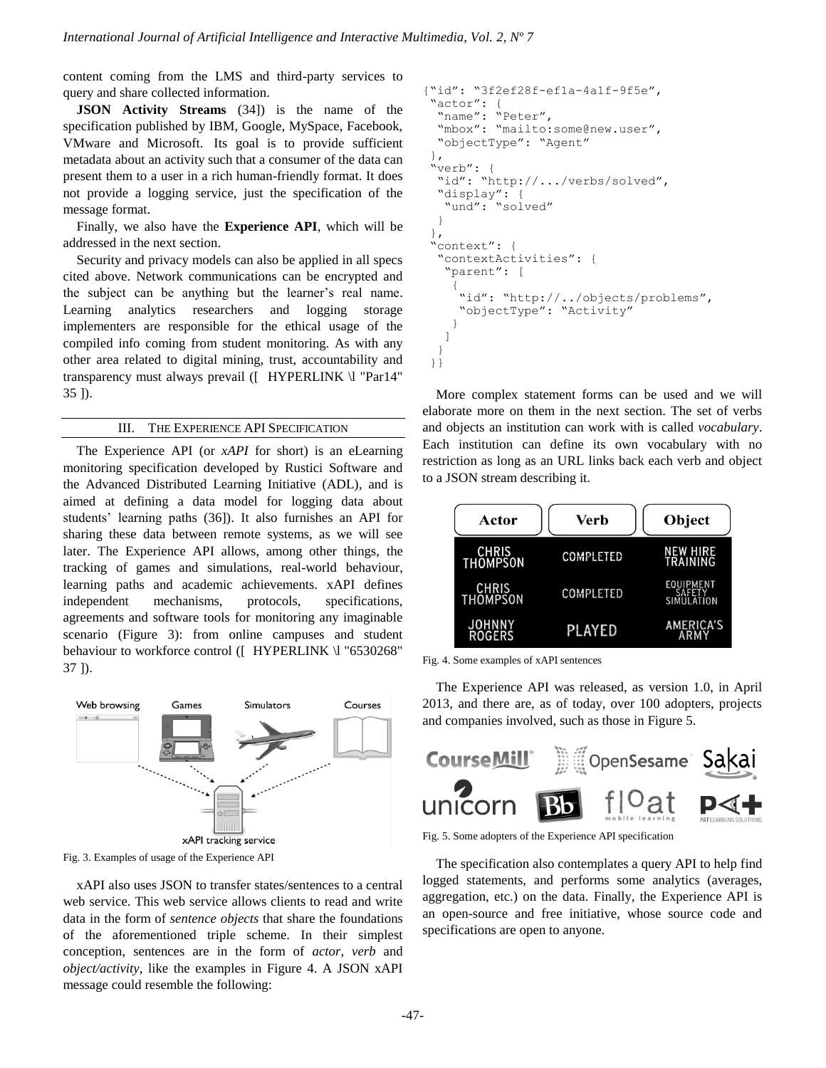content coming from the LMS and third-party services to query and share collected information.

**JSON Activity Streams** (34]) is the name of the specification published by IBM, Google, MySpace, Facebook, VMware and Microsoft. Its goal is to provide sufficient metadata about an activity such that a consumer of the data can present them to a user in a rich human-friendly format. It does not provide a logging service, just the specification of the message format.

Finally, we also have the **Experience API**, which will be addressed in the next section.

Security and privacy models can also be applied in all specs cited above. Network communications can be encrypted and the subject can be anything but the learner's real name. Learning analytics researchers and logging storage implementers are responsible for the ethical usage of the compiled info coming from student monitoring. As with any other area related to digital mining, trust, accountability and transparency must always prevail ([ HYPERLINK \l "Par14" 35 ]).

## III. The Experience API Specification

The Experience API (or *xAPI* for short) is an eLearning monitoring specification developed by Rustici Software and the Advanced Distributed Learning Initiative (ADL), and is aimed at defining a data model for logging data about students' learning paths (36]). It also furnishes an API for sharing these data between remote systems, as we will see later. The Experience API allows, among other things, the tracking of games and simulations, real-world behaviour, learning paths and academic achievements. xAPI defines independent mechanisms, protocols, specifications, agreements and software tools for monitoring any imaginable scenario (Figure 3): from online campuses and student behaviour to workforce control ([ HYPERLINK \l "6530268" 37 ]).

Web browsing
Games
Simulators
Courses
xAPI tracking service

Fig. 3. Examples of usage of the Experience API

xAPI also uses JSON to transfer states/sentences to a central web service. This web service allows clients to read and write data in the form of *sentence objects* that share the foundations of the aforementioned triple scheme. In their simplest conception, sentences are in the form of *actor*, *verb* and *object/activity*, like the examples in Figure 4. A JSON xAPI message could resemble the following:

```
{"id": "3f2ef28f-ef1a-4a1f-9f5e",
 "actor": {
  "name": "Peter",
  "mbox": "mailto:some@new.user",
  "objectType": "Agent"
 },
 "verb": {
  "id": "http://.../verbs/solved",
  "display": {
   "und": "solved"
  }
 },
 "context": {
  "contextActivities": {
   "parent": [
    {
     "id": "http://../objects/problems",
     "objectType": "Activity"
    }
   ]
  }
 }}
```

More complex statement forms can be used and we will elaborate more on them in the next section. The set of verbs and objects an institution can work with is called *vocabulary*. Each institution can define its own vocabulary with no restriction as long as an URL links back each verb and object to a JSON stream describing it.

| Actor | Verb | Object |
| --- | --- | --- |
| CHRIS THOMPSON | COMPLETED | NEW HIRE TRAINING |
| CHRIS THOMPSON | COMPLETED | EQUIPMENT SAFETY SIMULATION |
| JOHNNY ROGERS | PLAYED | AMERICA'S ARMY |

Fig. 4. Some examples of xAPI sentences

The Experience API was released, as version 1.0, in April 2013, and there are, as of today, over 100 adopters, projects and companies involved, such as those in Figure 5.

Fig. 5. Some adopters of the Experience API specification

The specification also contemplates a query API to help find logged statements, and performs some analytics (averages, aggregation, etc.) on the data. Finally, the Experience API is an open-source and free initiative, whose source code and specifications are open to anyone.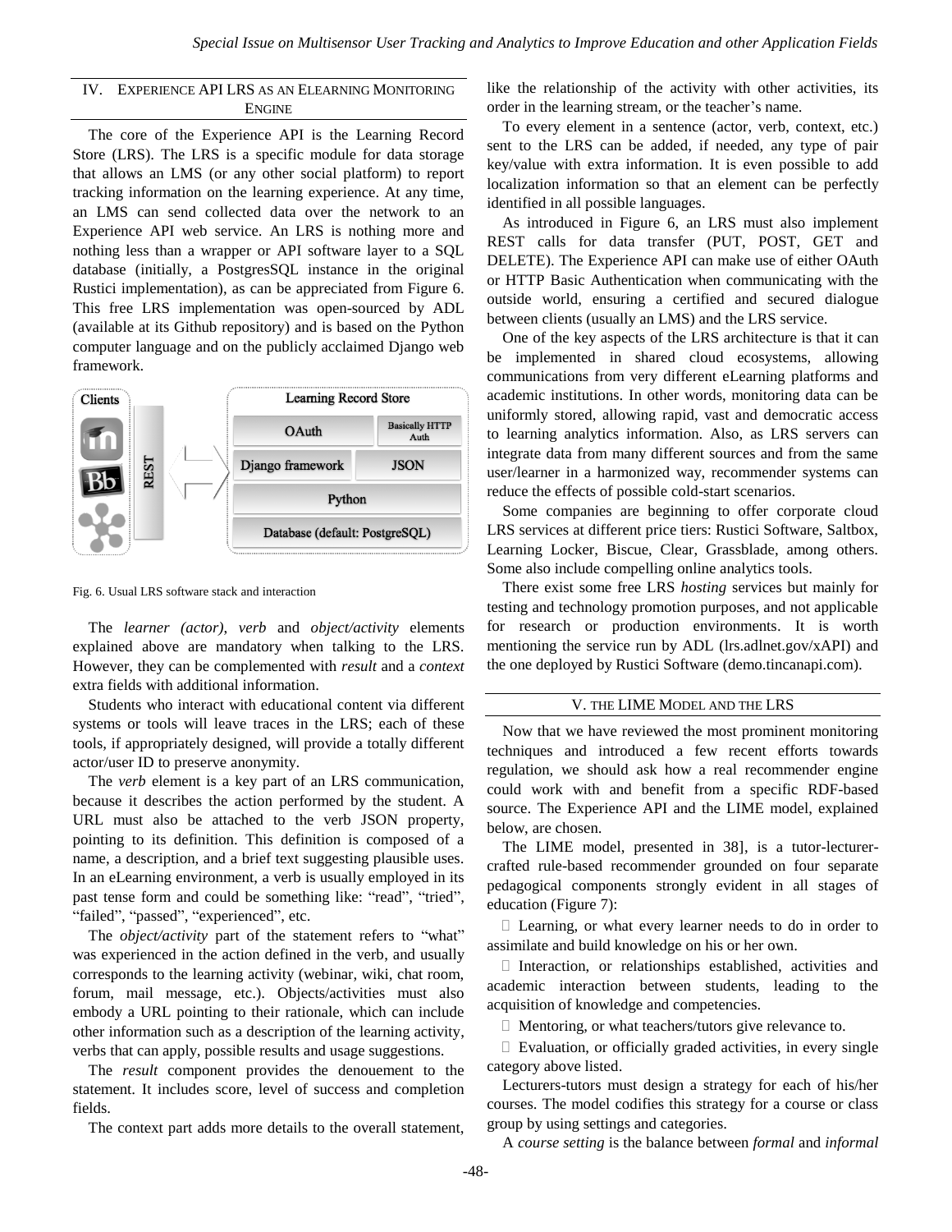## IV. Experience API LRS as an eLearning Monitoring Engine

The core of the Experience API is the Learning Record Store (LRS). The LRS is a specific module for data storage that allows an LMS (or any other social platform) to report tracking information on the learning experience. At any time, an LMS can send collected data over the network to an Experience API web service. An LRS is nothing more and nothing less than a wrapper or API software layer to a SQL database (initially, a PostgresSQL instance in the original Rustici implementation), as can be appreciated from Figure 6. This free LRS implementation was open-sourced by ADL (available at its Github repository) and is based on the Python computer language and on the publicly acclaimed Django web framework.

Clients

REST

Learning Record Store

OAuth

Basically HTTP Auth

Django framework

JSON

Python

Database (default: PostgreSQL)

Fig. 6. Usual LRS software stack and interaction

The *learner (actor)*, *verb* and *object/activity* elements explained above are mandatory when talking to the LRS. However, they can be complemented with *result* and a *context* extra fields with additional information.

Students who interact with educational content via different systems or tools will leave traces in the LRS; each of these tools, if appropriately designed, will provide a totally different actor/user ID to preserve anonymity.

The *verb* element is a key part of an LRS communication, because it describes the action performed by the student. A URL must also be attached to the verb JSON property, pointing to its definition. This definition is composed of a name, a description, and a brief text suggesting plausible uses. In an eLearning environment, a verb is usually employed in its past tense form and could be something like: "read", "tried", "failed", "passed", "experienced", etc.

The *object/activity* part of the statement refers to "what" was experienced in the action defined in the verb, and usually corresponds to the learning activity (webinar, wiki, chat room, forum, mail message, etc.). Objects/activities must also embody a URL pointing to their rationale, which can include other information such as a description of the learning activity, verbs that can apply, possible results and usage suggestions.

The *result* component provides the denouement to the statement. It includes score, level of success and completion fields.

The context part adds more details to the overall statement, like the relationship of the activity with other activities, its order in the learning stream, or the teacher's name.

To every element in a sentence (actor, verb, context, etc.) sent to the LRS can be added, if needed, any type of pair key/value with extra information. It is even possible to add localization information so that an element can be perfectly identified in all possible languages.

As introduced in Figure 6, an LRS must also implement REST calls for data transfer (PUT, POST, GET and DELETE). The Experience API can make use of either OAuth or HTTP Basic Authentication when communicating with the outside world, ensuring a certified and secured dialogue between clients (usually an LMS) and the LRS service.

One of the key aspects of the LRS architecture is that it can be implemented in shared cloud ecosystems, allowing communications from very different eLearning platforms and academic institutions. In other words, monitoring data can be uniformly stored, allowing rapid, vast and democratic access to learning analytics information. Also, as LRS servers can integrate data from many different sources and from the same user/learner in a harmonized way, recommender systems can reduce the effects of possible cold-start scenarios.

Some companies are beginning to offer corporate cloud LRS services at different price tiers: Rustici Software, Saltbox, Learning Locker, Biscue, Clear, Grassblade, among others. Some also include compelling online analytics tools.

There exist some free LRS *hosting* services but mainly for testing and technology promotion purposes, and not applicable for research or production environments. It is worth mentioning the service run by ADL (lrs.adlnet.gov/xAPI) and the one deployed by Rustici Software (demo.tincanapi.com).

## V. The LIME Model and the LRS

Now that we have reviewed the most prominent monitoring techniques and introduced a few recent efforts towards regulation, we should ask how a real recommender engine could work with and benefit from a specific RDF-based source. The Experience API and the LIME model, explained below, are chosen.

The LIME model, presented in 38], is a tutor-lecturer-crafted rule-based recommender grounded on four separate pedagogical components strongly evident in all stages of education (Figure 7):

- Learning, or what every learner needs to do in order to assimilate and build knowledge on his or her own.
- Interaction, or relationships established, activities and academic interaction between students, leading to the acquisition of knowledge and competencies.
- Mentoring, or what teachers/tutors give relevance to.
- Evaluation, or officially graded activities, in every single category above listed.

Lecturers-tutors must design a strategy for each of his/her courses. The model codifies this strategy for a course or class group by using settings and categories.

A *course setting* is the balance between *formal* and *informal*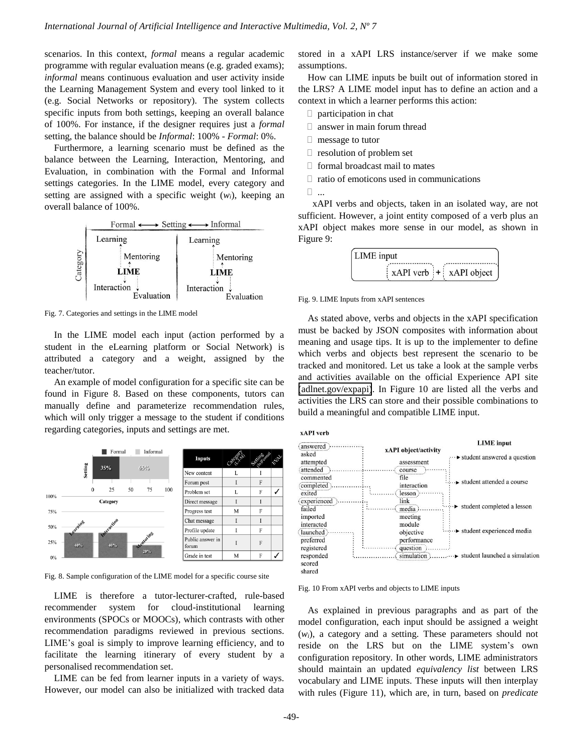scenarios. In this context, *formal* means a regular academic programme with regular evaluation means (e.g. graded exams); *informal* means continuous evaluation and user activity inside the Learning Management System and every tool linked to it (e.g. Social Networks or repository). The system collects specific inputs from both settings, keeping an overall balance of 100%. For instance, if the designer requires just a *formal* setting, the balance should be *Informal*: 100% - *Formal*: 0%.

Furthermore, a learning scenario must be defined as the balance between the Learning, Interaction, Mentoring, and Evaluation, in combination with the Formal and Informal settings categories. In the LIME model, every category and setting are assigned with a specific weight ($w_i$), keeping an overall balance of 100%.

Fig. 7. Categories and settings in the LIME model

In the LIME model each input (action performed by a student in the eLearning platform or Social Network) is attributed a category and a weight, assigned by the teacher/tutor.

An example of model configuration for a specific site can be found in Figure 8. Based on these components, tutors can manually define and parameterize recommendation rules, which will only trigger a message to the student if conditions regarding categories, inputs and settings are met.

| Inputs | Category (L-I-M) | Setting (In/Formal) | EVAL |
|---|---|---|---|
| New content | L | I | |
| Forum post | I | F | |
| Problem set | L | F | ✓ |
| Direct message | I | I | |
| Progress test | M | F | |
| Chat message | I | I | |
| Profile update | I | F | |
| Public answer in forum | I | F | |
| Grade in test | M | F | ✓ |

Fig. 8. Sample configuration of the LIME model for a specific course site

LIME is therefore a tutor-lecturer-crafted, rule-based recommender system for cloud-institutional learning environments (SPOCs or MOOCs), which contrasts with other recommendation paradigms reviewed in previous sections. LIME's goal is simply to improve learning efficiency, and to facilitate the learning itinerary of every student by a personalised recommendation set.

LIME can be fed from learner inputs in a variety of ways. However, our model can also be initialized with tracked data stored in a xAPI LRS instance/server if we make some assumptions.

How can LIME inputs be built out of information stored in the LRS? A LIME model input has to define an action and a context in which a learner performs this action:

- participation in chat
- answer in main forum thread
- message to tutor
- resolution of problem set
- formal broadcast mail to mates
- ratio of emoticons used in communications
- ...

xAPI verbs and objects, taken in an isolated way, are not sufficient. However, a joint entity composed of a verb plus an xAPI object makes more sense in our model, as shown in Figure 9:

Fig. 9. LIME Inputs from xAPI sentences

As stated above, verbs and objects in the xAPI specification must be backed by JSON composites with information about meaning and usage tips. It is up to the implementer to define which verbs and objects best represent the scenario to be tracked and monitored. Let us take a look at the sample verbs and activities available on the official Experience API site (adlnet.gov/expapi). In Figure 10 are listed all the verbs and activities the LRS can store and their possible combinations to build a meaningful and compatible LIME input.

Fig. 10 From xAPI verbs and objects to LIME inputs

As explained in previous paragraphs and as part of the model configuration, each input should be assigned a weight ($w_i$), a category and a setting. These parameters should not reside on the LRS but on the LIME system's own configuration repository. In other words, LIME administrators should maintain an updated *equivalency list* between LRS vocabulary and LIME inputs. These inputs will then interplay with rules (Figure 11), which are, in turn, based on *predicate*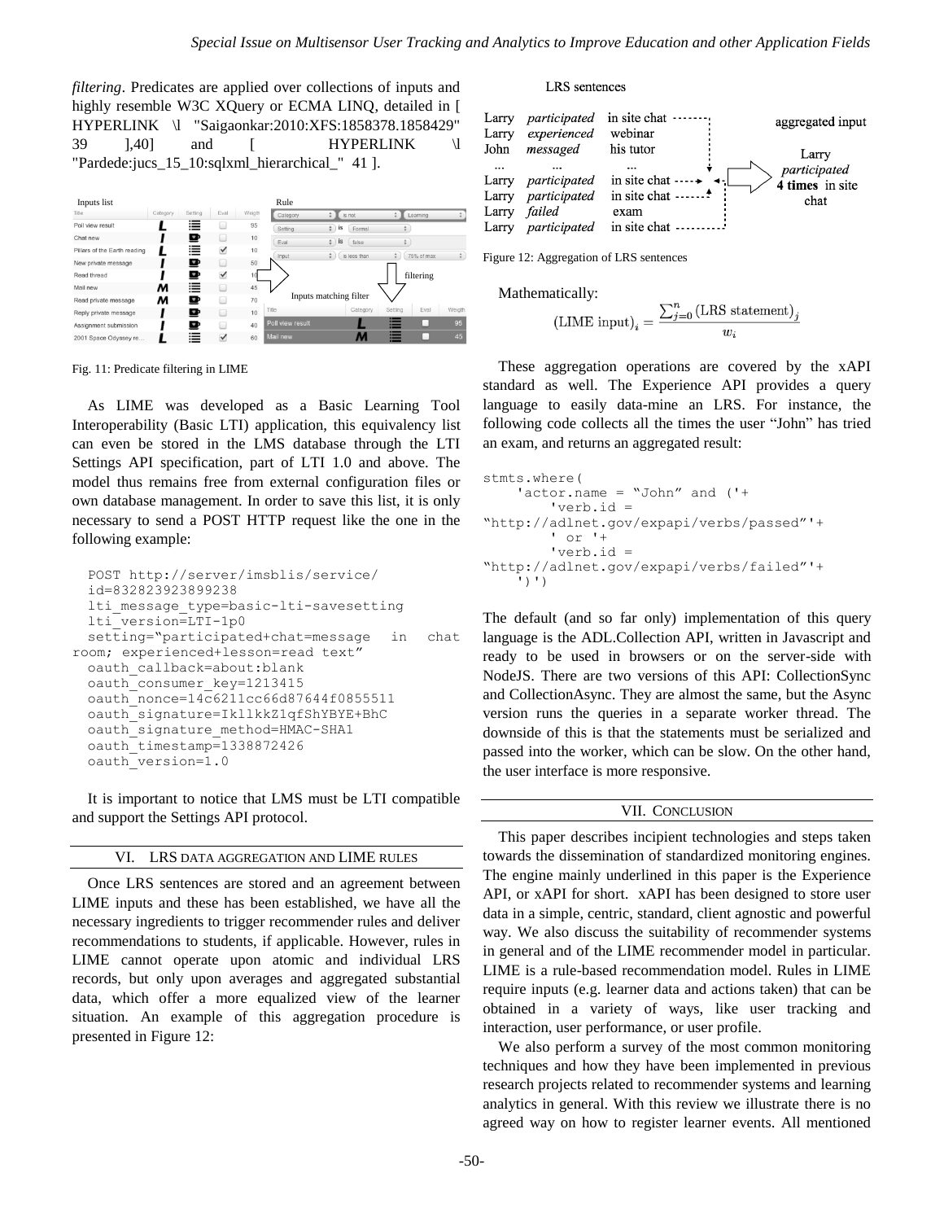*filtering*. Predicates are applied over collections of inputs and highly resemble W3C XQuery or ECMA LINQ, detailed in [ HYPERLINK \l "Saigaonkar:2010:XFS:1858378.1858429" 39 ],40] and [ HYPERLINK \l "Pardede:jucs_15_10:sqlxml_hierarchical_" 41 ].

Inputs list

Rule

filtering

Inputs matching filter

Fig. 11: Predicate filtering in LIME

As LIME was developed as a Basic Learning Tool Interoperability (Basic LTI) application, this equivalency list can even be stored in the LMS database through the LTI Settings API specification, part of LTI 1.0 and above. The model thus remains free from external configuration files or own database management. In order to save this list, it is only necessary to send a POST HTTP request like the one in the following example:

```
  POST http://server/imsblis/service/
  id=832823923899238
  lti_message_type=basic-lti-savesetting
  lti_version=LTI-1p0
  setting="participated+chat=message  in  chat
room; experienced+lesson=read text"
  oauth_callback=about:blank
  oauth_consumer_key=1213415
  oauth_nonce=14c6211cc66d87644f0855511
  oauth_signature=IkllkkZ1qfShYBYE+BhC
  oauth_signature_method=HMAC-SHA1
  oauth_timestamp=1338872426
  oauth_version=1.0
```

It is important to notice that LMS must be LTI compatible and support the Settings API protocol.

## VI. LRS Data Aggregation and LIME Rules

Once LRS sentences are stored and an agreement between LIME inputs and these has been established, we have all the necessary ingredients to trigger recommender rules and deliver recommendations to students, if applicable. However, rules in LIME cannot operate upon atomic and individual LRS records, but only upon averages and aggregated substantial data, which offer a more equalized view of the learner situation. An example of this aggregation procedure is presented in Figure 12:

LRS sentences

Larry *participated* in site chat
Larry *experienced* webinar
John *messaged* his tutor
... ... ...
Larry *participated* in site chat
Larry *participated* in site chat
Larry *failed* exam
Larry *participated* in site chat

aggregated input

Larry *participated* **4 times** in site chat

Figure 12: Aggregation of LRS sentences

Mathematically:

$$(\text{LIME input})_i = \frac{\sum_{j=0}^{n} (\text{LRS statement})_j}{w_i}$$

These aggregation operations are covered by the xAPI standard as well. The Experience API provides a query language to easily data-mine an LRS. For instance, the following code collects all the times the user "John" has tried an exam, and returns an aggregated result:

```
stmts.where(
    'actor.name = "John" and ('+
        'verb.id =
"http://adlnet.gov/expapi/verbs/passed"'+
        ' or '+
        'verb.id =
"http://adlnet.gov/expapi/verbs/failed"'+
    ')')
```

The default (and so far only) implementation of this query language is the ADL.Collection API, written in Javascript and ready to be used in browsers or on the server-side with NodeJS. There are two versions of this API: CollectionSync and CollectionAsync. They are almost the same, but the Async version runs the queries in a separate worker thread. The downside of this is that the statements must be serialized and passed into the worker, which can be slow. On the other hand, the user interface is more responsive.

## VII. Conclusion

This paper describes incipient technologies and steps taken towards the dissemination of standardized monitoring engines. The engine mainly underlined in this paper is the Experience API, or xAPI for short. xAPI has been designed to store user data in a simple, centric, standard, client agnostic and powerful way. We also discuss the suitability of recommender systems in general and of the LIME recommender model in particular. LIME is a rule-based recommendation model. Rules in LIME require inputs (e.g. learner data and actions taken) that can be obtained in a variety of ways, like user tracking and interaction, user performance, or user profile.

We also perform a survey of the most common monitoring techniques and how they have been implemented in previous research projects related to recommender systems and learning analytics in general. With this review we illustrate there is no agreed way on how to register learner events. All mentioned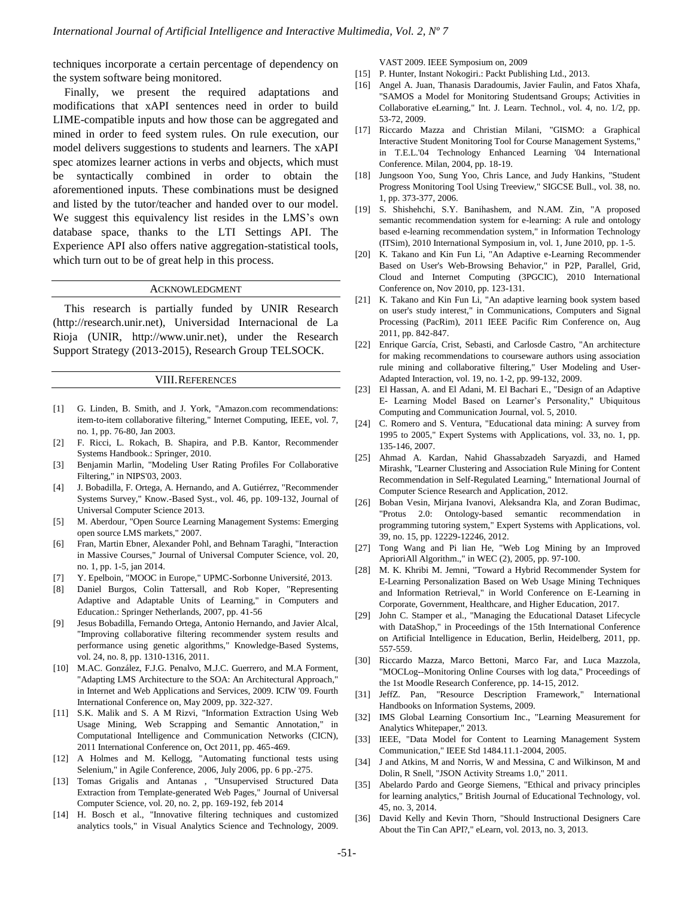techniques incorporate a certain percentage of dependency on the system software being monitored.

Finally, we present the required adaptations and modifications that xAPI sentences need in order to build LIME-compatible inputs and how those can be aggregated and mined in order to feed system rules. On rule execution, our model delivers suggestions to students and learners. The xAPI spec atomizes learner actions in verbs and objects, which must be syntactically combined in order to obtain the aforementioned inputs. These combinations must be designed and listed by the tutor/teacher and handed over to our model. We suggest this equivalency list resides in the LMS's own database space, thanks to the LTI Settings API. The Experience API also offers native aggregation-statistical tools, which turn out to be of great help in this process.

## Acknowledgment

This research is partially funded by UNIR Research (http://research.unir.net), Universidad Internacional de La Rioja (UNIR, http://www.unir.net), under the Research Support Strategy (2013-2015), Research Group TELSOCK.

## VIII. References

[1] G. Linden, B. Smith, and J. York, "Amazon.com recommendations: item-to-item collaborative filtering," Internet Computing, IEEE, vol. 7, no. 1, pp. 76-80, Jan 2003.

[2] F. Ricci, L. Rokach, B. Shapira, and P.B. Kantor, Recommender Systems Handbook.: Springer, 2010.

[3] Benjamin Marlin, "Modeling User Rating Profiles For Collaborative Filtering," in NIPS'03, 2003.

[4] J. Bobadilla, F. Ortega, A. Hernando, and A. Gutiérrez, "Recommender Systems Survey," Know.-Based Syst., vol. 46, pp. 109-132, Journal of Universal Computer Science 2013.

[5] M. Aberdour, "Open Source Learning Management Systems: Emerging open source LMS markets," 2007.

[6] Fran, Martin Ebner, Alexander Pohl, and Behnam Taraghi, "Interaction in Massive Courses," Journal of Universal Computer Science, vol. 20, no. 1, pp. 1-5, jan 2014.

[7] Y. Epelboin, "MOOC in Europe," UPMC-Sorbonne Université, 2013.

[8] Daniel Burgos, Colin Tattersall, and Rob Koper, "Representing Adaptive and Adaptable Units of Learning," in Computers and Education.: Springer Netherlands, 2007, pp. 41-56

[9] Jesus Bobadilla, Fernando Ortega, Antonio Hernando, and Javier Alcal, "Improving collaborative filtering recommender system results and performance using genetic algorithms," Knowledge-Based Systems, vol. 24, no. 8, pp. 1310-1316, 2011.

[10] M.AC. González, F.J.G. Penalvo, M.J.C. Guerrero, and M.A Forment, "Adapting LMS Architecture to the SOA: An Architectural Approach," in Internet and Web Applications and Services, 2009. ICIW '09. Fourth International Conference on, May 2009, pp. 322-327.

[11] S.K. Malik and S. A M Rizvi, "Information Extraction Using Web Usage Mining, Web Scrapping and Semantic Annotation," in Computational Intelligence and Communication Networks (CICN), 2011 International Conference on, Oct 2011, pp. 465-469.

[12] A Holmes and M. Kellogg, "Automating functional tests using Selenium," in Agile Conference, 2006, July 2006, pp. 6 pp.-275.

[13] Tomas Grigalis and Antanas , "Unsupervised Structured Data Extraction from Template-generated Web Pages," Journal of Universal Computer Science, vol. 20, no. 2, pp. 169-192, feb 2014

[14] H. Bosch et al., "Innovative filtering techniques and customized analytics tools," in Visual Analytics Science and Technology, 2009. VAST 2009. IEEE Symposium on, 2009

[15] P. Hunter, Instant Nokogiri.: Packt Publishing Ltd., 2013.

[16] Angel A. Juan, Thanasis Daradoumis, Javier Faulin, and Fatos Xhafa, "SAMOS a Model for Monitoring Studentsand Groups; Activities in Collaborative eLearning," Int. J. Learn. Technol., vol. 4, no. 1/2, pp. 53-72, 2009.

[17] Riccardo Mazza and Christian Milani, "GISMO: a Graphical Interactive Student Monitoring Tool for Course Management Systems," in T.E.L.'04 Technology Enhanced Learning '04 International Conference. Milan, 2004, pp. 18-19.

[18] Jungsoon Yoo, Sung Yoo, Chris Lance, and Judy Hankins, "Student Progress Monitoring Tool Using Treeview," SIGCSE Bull., vol. 38, no. 1, pp. 373-377, 2006.

[19] S. Shishehchi, S.Y. Banihashem, and N.AM. Zin, "A proposed semantic recommendation system for e-learning: A rule and ontology based e-learning recommendation system," in Information Technology (ITSim), 2010 International Symposium in, vol. 1, June 2010, pp. 1-5.

[20] K. Takano and Kin Fun Li, "An Adaptive e-Learning Recommender Based on User's Web-Browsing Behavior," in P2P, Parallel, Grid, Cloud and Internet Computing (3PGCIC), 2010 International Conference on, Nov 2010, pp. 123-131.

[21] K. Takano and Kin Fun Li, "An adaptive learning book system based on user's study interest," in Communications, Computers and Signal Processing (PacRim), 2011 IEEE Pacific Rim Conference on, Aug 2011, pp. 842-847.

[22] Enrique García, Crist, Sebasti, and Carlosde Castro, "An architecture for making recommendations to courseware authors using association rule mining and collaborative filtering," User Modeling and User-Adapted Interaction, vol. 19, no. 1-2, pp. 99-132, 2009.

[23] El Hassan, A. and El Adani, M. El Bachari E., "Design of an Adaptive E- Learning Model Based on Learner's Personality," Ubiquitous Computing and Communication Journal, vol. 5, 2010.

[24] C. Romero and S. Ventura, "Educational data mining: A survey from 1995 to 2005," Expert Systems with Applications, vol. 33, no. 1, pp. 135-146, 2007.

[25] Ahmad A. Kardan, Nahid Ghassabzadeh Saryazdi, and Hamed Mirashk, "Learner Clustering and Association Rule Mining for Content Recommendation in Self-Regulated Learning," International Journal of Computer Science Research and Application, 2012.

[26] Boban Vesin, Mirjana Ivanovi, Aleksandra Kla, and Zoran Budimac, "Protus 2.0: Ontology-based semantic recommendation in programming tutoring system," Expert Systems with Applications, vol. 39, no. 15, pp. 12229-12246, 2012.

[27] Tong Wang and Pi lian He, "Web Log Mining by an Improved AprioriAll Algorithm.," in WEC (2), 2005, pp. 97-100.

[28] M. K. Khribi M. Jemni, "Toward a Hybrid Recommender System for E-Learning Personalization Based on Web Usage Mining Techniques and Information Retrieval," in World Conference on E-Learning in Corporate, Government, Healthcare, and Higher Education, 2017.

[29] John C. Stamper et al., "Managing the Educational Dataset Lifecycle with DataShop," in Proceedings of the 15th International Conference on Artificial Intelligence in Education, Berlin, Heidelberg, 2011, pp. 557-559.

[30] Riccardo Mazza, Marco Bettoni, Marco Far, and Luca Mazzola, "MOCLog--Monitoring Online Courses with log data," Proceedings of the 1st Moodle Research Conference, pp. 14-15, 2012.

[31] JeffZ. Pan, "Resource Description Framework," International Handbooks on Information Systems, 2009.

[32] IMS Global Learning Consortium Inc., "Learning Measurement for Analytics Whitepaper," 2013.

[33] IEEE, "Data Model for Content to Learning Management System Communication," IEEE Std 1484.11.1-2004, 2005.

[34] J and Atkins, M and Norris, W and Messina, C and Wilkinson, M and Dolin, R Snell, "JSON Activity Streams 1.0," 2011.

[35] Abelardo Pardo and George Siemens, "Ethical and privacy principles for learning analytics," British Journal of Educational Technology, vol. 45, no. 3, 2014.

[36] David Kelly and Kevin Thorn, "Should Instructional Designers Care About the Tin Can API?," eLearn, vol. 2013, no. 3, 2013.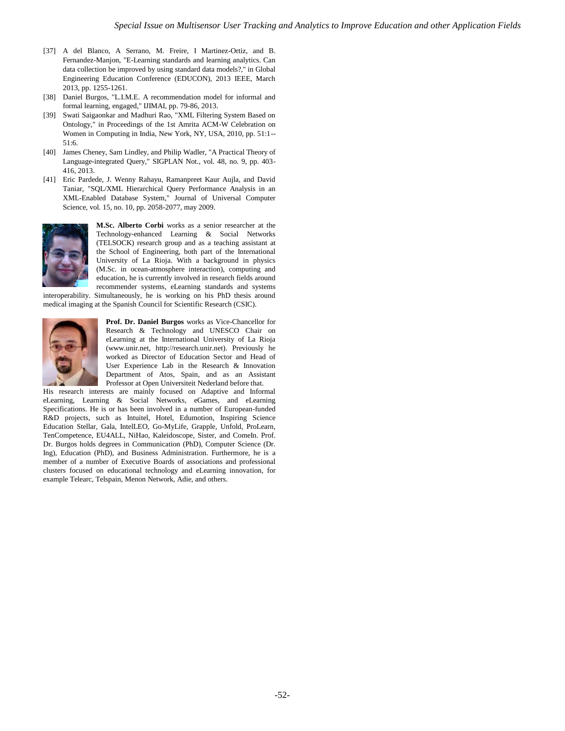[37] A del Blanco, A Serrano, M. Freire, I Martinez-Ortiz, and B. Fernandez-Manjon, "E-Learning standards and learning analytics. Can data collection be improved by using standard data models?," in Global Engineering Education Conference (EDUCON), 2013 IEEE, March 2013, pp. 1255-1261.

[38] Daniel Burgos, "L.I.M.E. A recommendation model for informal and formal learning, engaged," IJIMAI, pp. 79-86, 2013.

[39] Swati Saigaonkar and Madhuri Rao, "XML Filtering System Based on Ontology," in Proceedings of the 1st Amrita ACM-W Celebration on Women in Computing in India, New York, NY, USA, 2010, pp. 51:1--51:6.

[40] James Cheney, Sam Lindley, and Philip Wadler, "A Practical Theory of Language-integrated Query," SIGPLAN Not., vol. 48, no. 9, pp. 403-416, 2013.

[41] Eric Pardede, J. Wenny Rahayu, Ramanpreet Kaur Aujla, and David Taniar, "SQL/XML Hierarchical Query Performance Analysis in an XML-Enabled Database System," Journal of Universal Computer Science, vol. 15, no. 10, pp. 2058-2077, may 2009.

**M.Sc. Alberto Corbi** works as a senior researcher at the Technology-enhanced Learning & Social Networks (TELSOCK) research group and as a teaching assistant at the School of Engineering, both part of the International University of La Rioja. With a background in physics (M.Sc. in ocean-atmosphere interaction), computing and education, he is currently involved in research fields around recommender systems, eLearning standards and systems interoperability. Simultaneously, he is working on his PhD thesis around medical imaging at the Spanish Council for Scientific Research (CSIC).

**Prof. Dr. Daniel Burgos** works as Vice-Chancellor for Research & Technology and UNESCO Chair on eLearning at the International University of La Rioja (www.unir.net, http://research.unir.net). Previously he worked as Director of Education Sector and Head of User Experience Lab in the Research & Innovation Department of Atos, Spain, and as an Assistant Professor at Open Universiteit Nederland before that. His research interests are mainly focused on Adaptive and Informal eLearning, Learning & Social Networks, eGames, and eLearning Specifications. He is or has been involved in a number of European-funded R&D projects, such as Intuitel, Hotel, Edumotion, Inspiring Science Education Stellar, Gala, IntelLEO, Go-MyLife, Grapple, Unfold, ProLearn, TenCompetence, EU4ALL, NiHao, Kaleidoscope, Sister, and ComeIn. Prof. Dr. Burgos holds degrees in Communication (PhD), Computer Science (Dr. Ing), Education (PhD), and Business Administration. Furthermore, he is a member of a number of Executive Boards of associations and professional clusters focused on educational technology and eLearning innovation, for example Telearc, Telspain, Menon Network, Adie, and others.